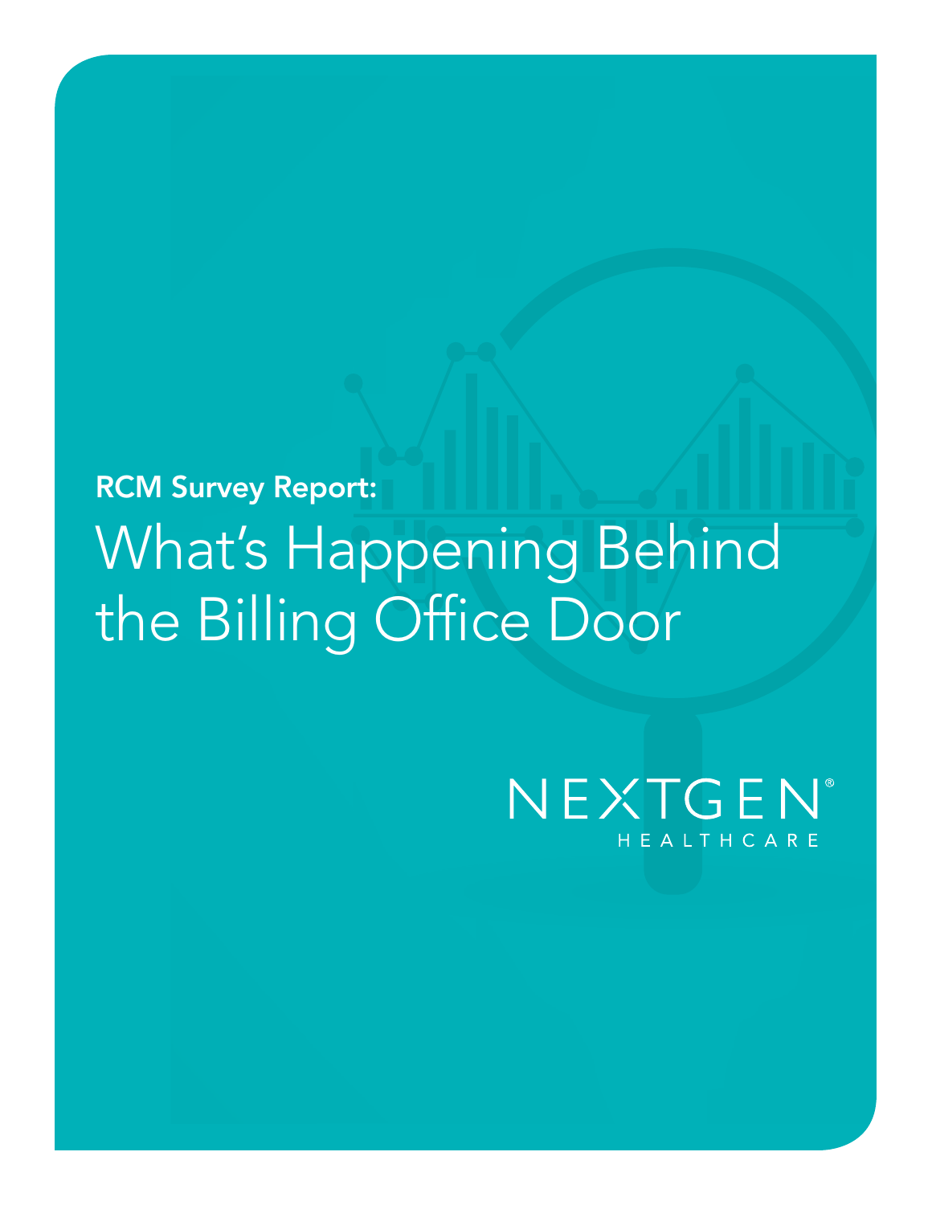**RCM Survey Report:**

# What's Happening Behind the Billing Office Door

NEXTGEN® HEALTHCARE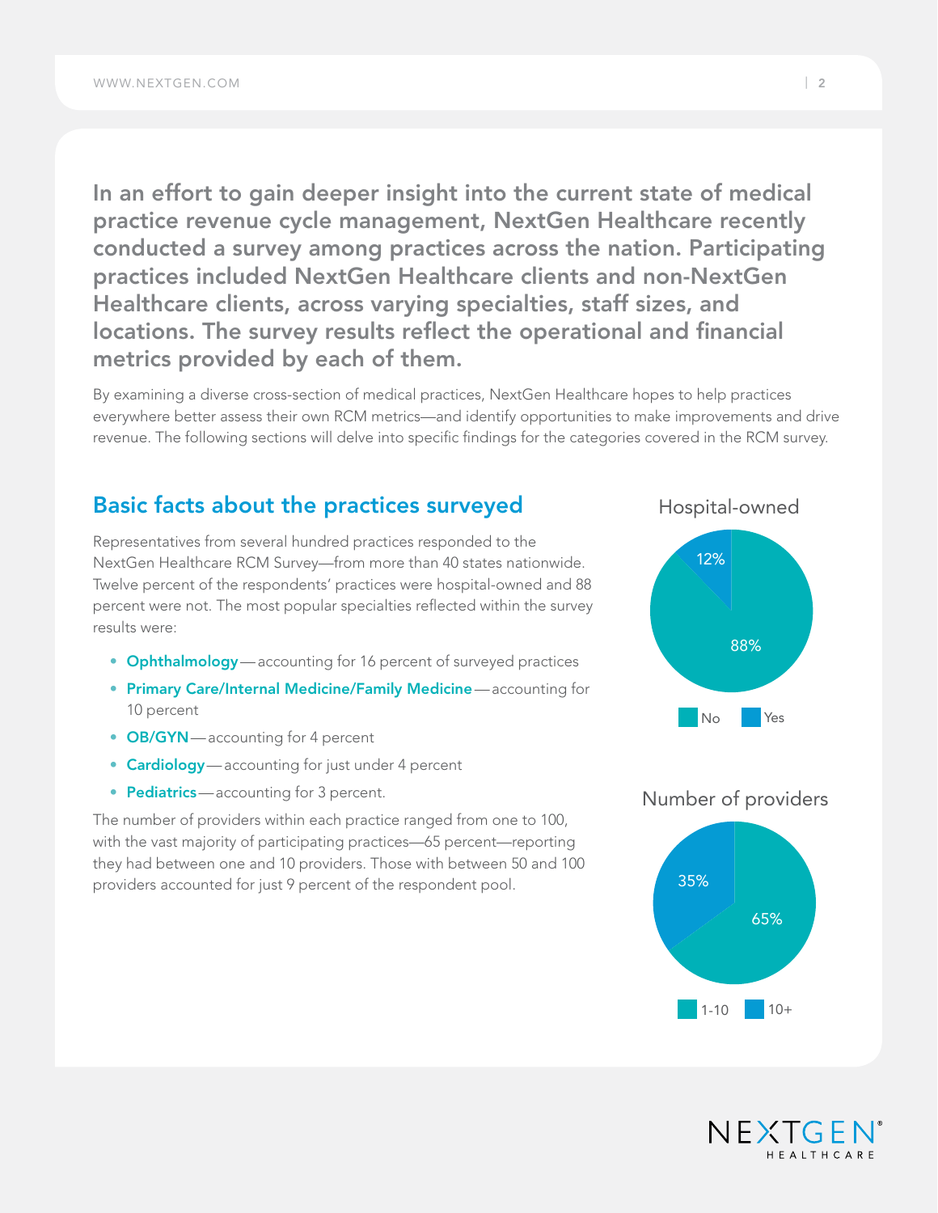**In an effort to gain deeper insight into the current state of medical practice revenue cycle management, NextGen Healthcare recently conducted a survey among practices across the nation. Participating practices included NextGen Healthcare clients and non-NextGen Healthcare clients, across varying specialties, staff sizes, and locations. The survey results reflect the operational and financial metrics provided by each of them.**

By examining a diverse cross-section of medical practices, NextGen Healthcare hopes to help practices everywhere better assess their own RCM metrics—and identify opportunities to make improvements and drive revenue. The following sections will delve into specific findings for the categories covered in the RCM survey.

## Basic facts about the practices surveyed

Representatives from several hundred practices responded to the NextGen Healthcare RCM Survey—from more than 40 states nationwide. Twelve percent of the respondents' practices were hospital-owned and 88 percent were not. The most popular specialties reflected within the survey results were:

- **Ophthalmology**—accounting for 16 percent of surveyed practices
- **Primary Care/Internal Medicine/Family Medicine**—accounting for 10 percent
- **OB/GYN**—accounting for 4 percent
- **Cardiology**—accounting for just under 4 percent
- **Pediatrics**—accounting for 3 percent.

The number of providers within each practice ranged from one to 100, with the vast majority of participating practices—65 percent—reporting they had between one and 10 providers. Those with between 50 and 100 providers accounted for just 9 percent of the respondent pool.

**Hospital-owned**

| Response | Percent |
|---|---|
| No | 88% |
| Yes | 12% |

**Number of providers**

| Providers | Percent |
|---|---|
| 1-10 | 65% |
| 10+ | 35% |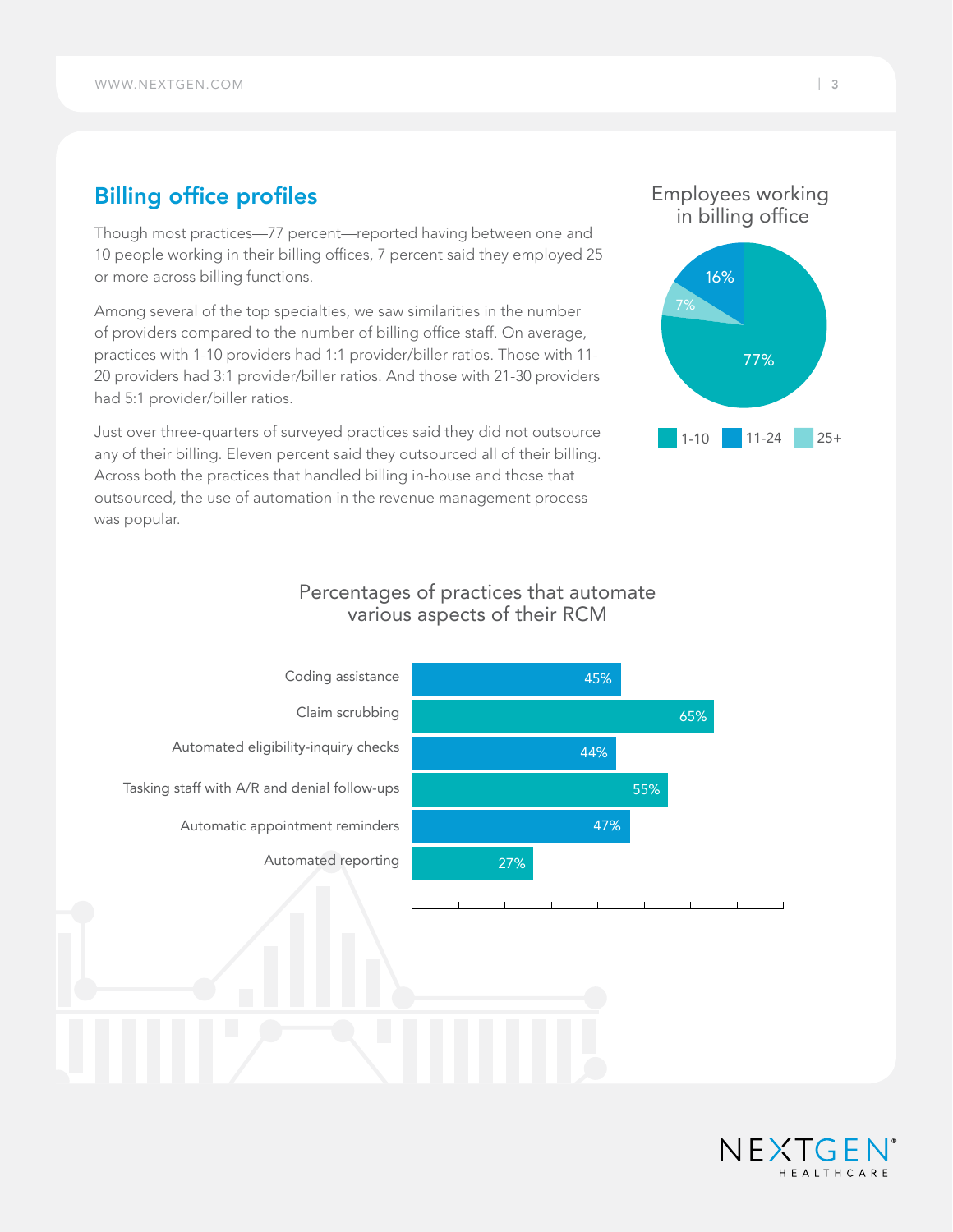## Billing office profiles

Though most practices—77 percent—reported having between one and 10 people working in their billing offices, 7 percent said they employed 25 or more across billing functions.

Among several of the top specialties, we saw similarities in the number of providers compared to the number of billing office staff. On average, practices with 1-10 providers had 1:1 provider/biller ratios. Those with 11-20 providers had 3:1 provider/biller ratios. And those with 21-30 providers had 5:1 provider/biller ratios.

Just over three-quarters of surveyed practices said they did not outsource any of their billing. Eleven percent said they outsourced all of their billing. Across both the practices that handled billing in-house and those that outsourced, the use of automation in the revenue management process was popular.

**Employees working in billing office**

| Employees | Percentage |
| --- | --- |
| 1-10 | 77% |
| 11-24 | 16% |
| 25+ | 7% |

**Percentages of practices that automate various aspects of their RCM**

| Aspect | Percentage |
| --- | --- |
| Coding assistance | 45% |
| Claim scrubbing | 65% |
| Automated eligibility-inquiry checks | 44% |
| Tasking staff with A/R and denial follow-ups | 55% |
| Automatic appointment reminders | 47% |
| Automated reporting | 27% |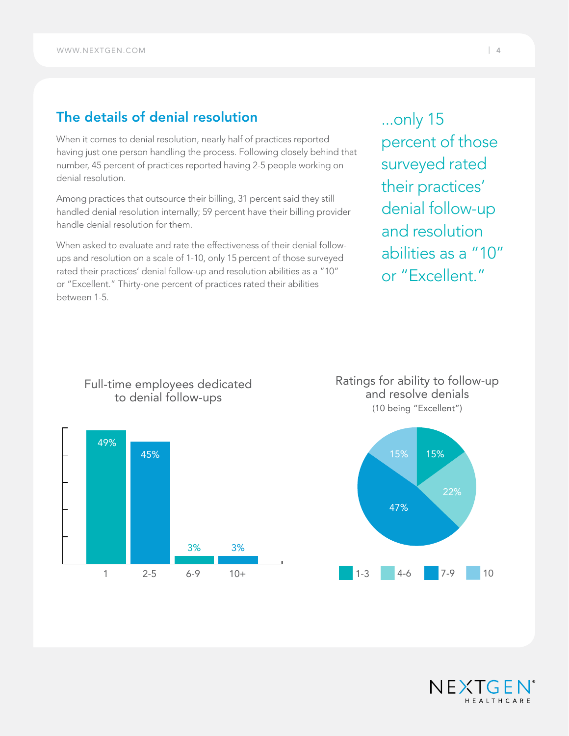## The details of denial resolution

When it comes to denial resolution, nearly half of practices reported having just one person handling the process. Following closely behind that number, 45 percent of practices reported having 2-5 people working on denial resolution.

Among practices that outsource their billing, 31 percent said they still handled denial resolution internally; 59 percent have their billing provider handle denial resolution for them.

When asked to evaluate and rate the effectiveness of their denial follow-ups and resolution on a scale of 1-10, only 15 percent of those surveyed rated their practices' denial follow-up and resolution abilities as a "10" or "Excellent." Thirty-one percent of practices rated their abilities between 1-5.

> ...only 15 percent of those surveyed rated their practices' denial follow-up and resolution abilities as a "10" or "Excellent."

**Full-time employees dedicated to denial follow-ups**

| Employees | Percent |
|---|---|
| 1 | 49% |
| 2-5 | 45% |
| 6-9 | 3% |
| 10+ | 3% |

**Ratings for ability to follow-up and resolve denials**
(10 being "Excellent")

| Rating | Percent |
|---|---|
| 1-3 | 15% |
| 4-6 | 22% |
| 7-9 | 47% |
| 10 | 15% |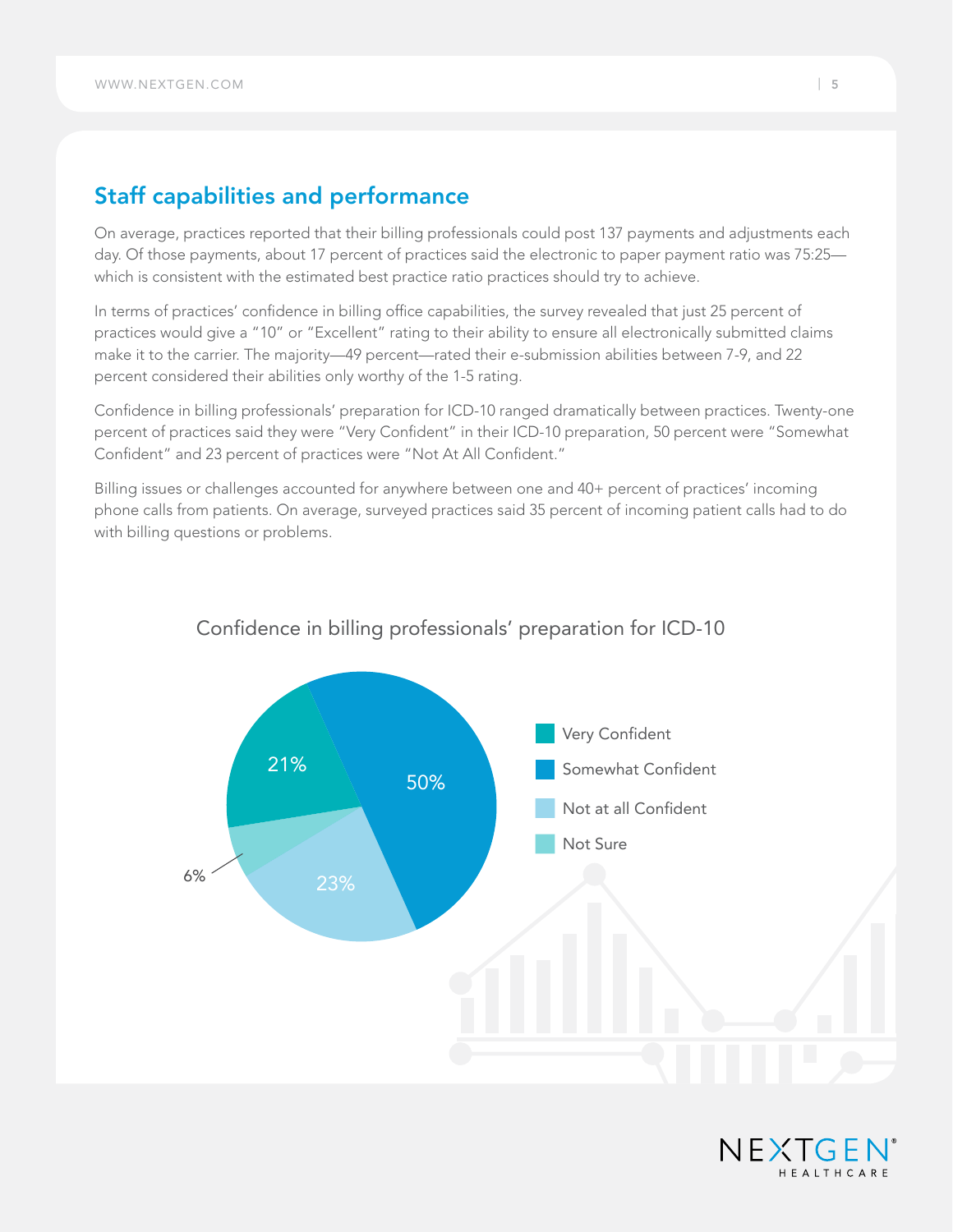## Staff capabilities and performance

On average, practices reported that their billing professionals could post 137 payments and adjustments each day. Of those payments, about 17 percent of practices said the electronic to paper payment ratio was 75:25—which is consistent with the estimated best practice ratio practices should try to achieve.

In terms of practices' confidence in billing office capabilities, the survey revealed that just 25 percent of practices would give a "10" or "Excellent" rating to their ability to ensure all electronically submitted claims make it to the carrier. The majority—49 percent—rated their e-submission abilities between 7-9, and 22 percent considered their abilities only worthy of the 1-5 rating.

Confidence in billing professionals' preparation for ICD-10 ranged dramatically between practices. Twenty-one percent of practices said they were "Very Confident" in their ICD-10 preparation, 50 percent were "Somewhat Confident" and 23 percent of practices were "Not At All Confident."

Billing issues or challenges accounted for anywhere between one and 40+ percent of practices' incoming phone calls from patients. On average, surveyed practices said 35 percent of incoming patient calls had to do with billing questions or problems.

Confidence in billing professionals' preparation for ICD-10

| Response | Percent |
|---|---|
| Very Confident | 21% |
| Somewhat Confident | 50% |
| Not at all Confident | 23% |
| Not Sure | 6% |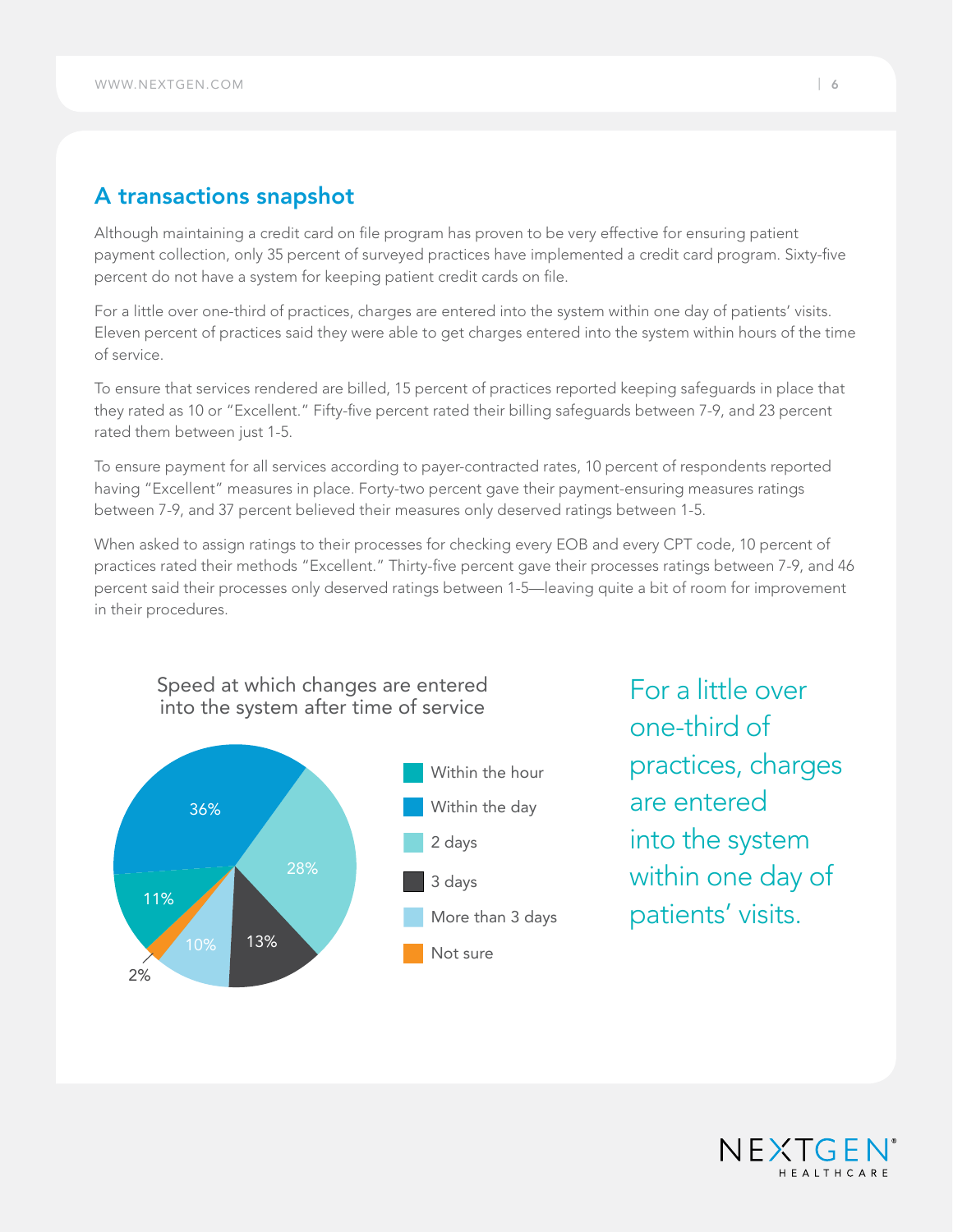## A transactions snapshot

Although maintaining a credit card on file program has proven to be very effective for ensuring patient payment collection, only 35 percent of surveyed practices have implemented a credit card program. Sixty-five percent do not have a system for keeping patient credit cards on file.

For a little over one-third of practices, charges are entered into the system within one day of patients' visits. Eleven percent of practices said they were able to get charges entered into the system within hours of the time of service.

To ensure that services rendered are billed, 15 percent of practices reported keeping safeguards in place that they rated as 10 or "Excellent." Fifty-five percent rated their billing safeguards between 7-9, and 23 percent rated them between just 1-5.

To ensure payment for all services according to payer-contracted rates, 10 percent of respondents reported having "Excellent" measures in place. Forty-two percent gave their payment-ensuring measures ratings between 7-9, and 37 percent believed their measures only deserved ratings between 1-5.

When asked to assign ratings to their processes for checking every EOB and every CPT code, 10 percent of practices rated their methods "Excellent." Thirty-five percent gave their processes ratings between 7-9, and 46 percent said their processes only deserved ratings between 1-5—leaving quite a bit of room for improvement in their procedures.

**Speed at which changes are entered into the system after time of service**

| Response | Percent |
|---|---|
| Within the hour | 11% |
| Within the day | 36% |
| 2 days | 28% |
| 3 days | 13% |
| More than 3 days | 10% |
| Not sure | 2% |

For a little over one-third of practices, charges are entered into the system within one day of patients' visits.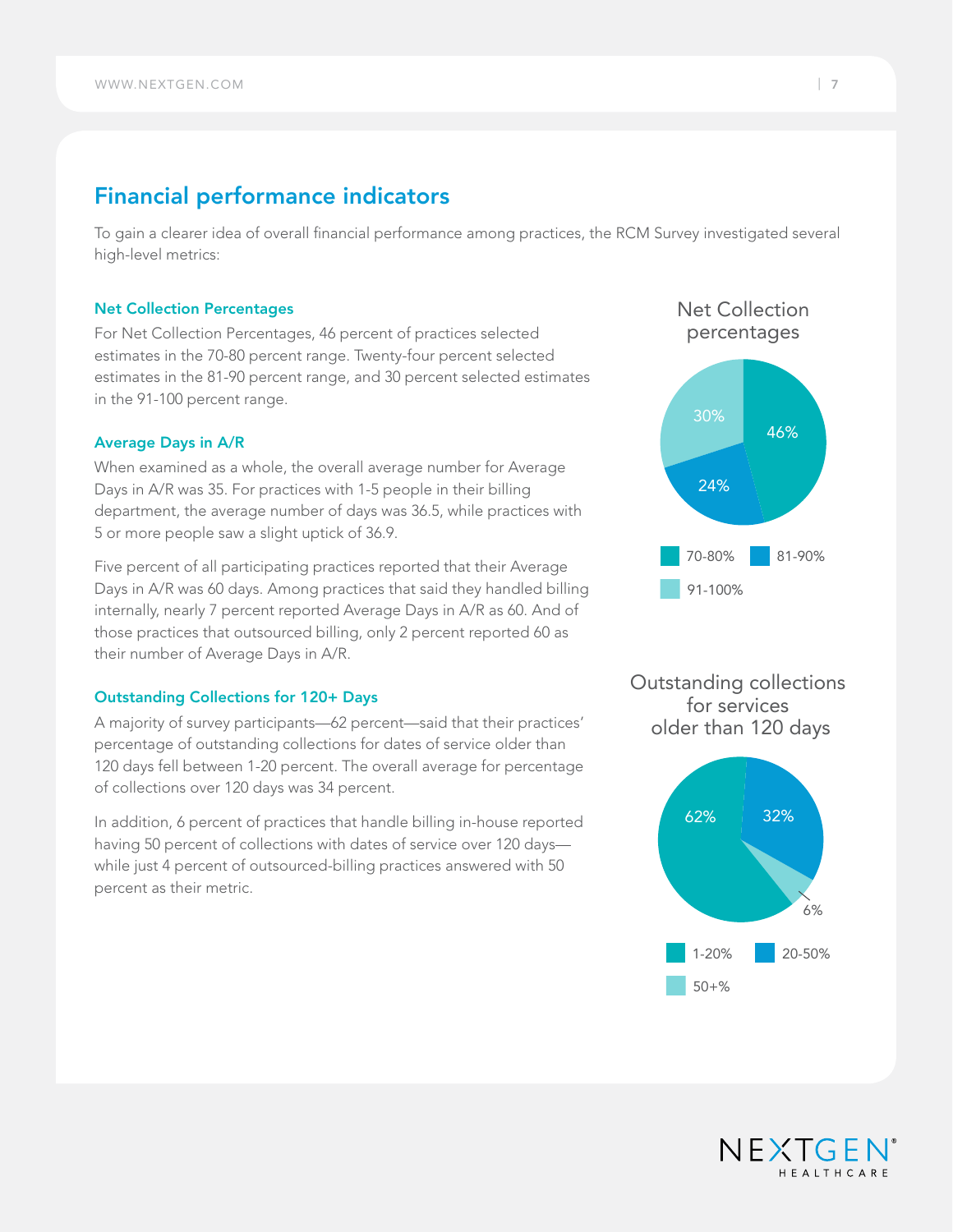## Financial performance indicators

To gain a clearer idea of overall financial performance among practices, the RCM Survey investigated several high-level metrics:

### Net Collection Percentages

For Net Collection Percentages, 46 percent of practices selected estimates in the 70-80 percent range. Twenty-four percent selected estimates in the 81-90 percent range, and 30 percent selected estimates in the 91-100 percent range.

### Average Days in A/R

When examined as a whole, the overall average number for Average Days in A/R was 35. For practices with 1-5 people in their billing department, the average number of days was 36.5, while practices with 5 or more people saw a slight uptick of 36.9.

Five percent of all participating practices reported that their Average Days in A/R was 60 days. Among practices that said they handled billing internally, nearly 7 percent reported Average Days in A/R as 60. And of those practices that outsourced billing, only 2 percent reported 60 as their number of Average Days in A/R.

### Outstanding Collections for 120+ Days

A majority of survey participants—62 percent—said that their practices' percentage of outstanding collections for dates of service older than 120 days fell between 1-20 percent. The overall average for percentage of collections over 120 days was 34 percent.

In addition, 6 percent of practices that handle billing in-house reported having 50 percent of collections with dates of service over 120 days—while just 4 percent of outsourced-billing practices answered with 50 percent as their metric.

**Net Collection percentages**

| Range | Percentage |
|---|---|
| 70-80% | 46% |
| 81-90% | 24% |
| 91-100% | 30% |

**Outstanding collections for services older than 120 days**

| Range | Percentage |
|---|---|
| 1-20% | 62% |
| 20-50% | 32% |
| 50+% | 6% |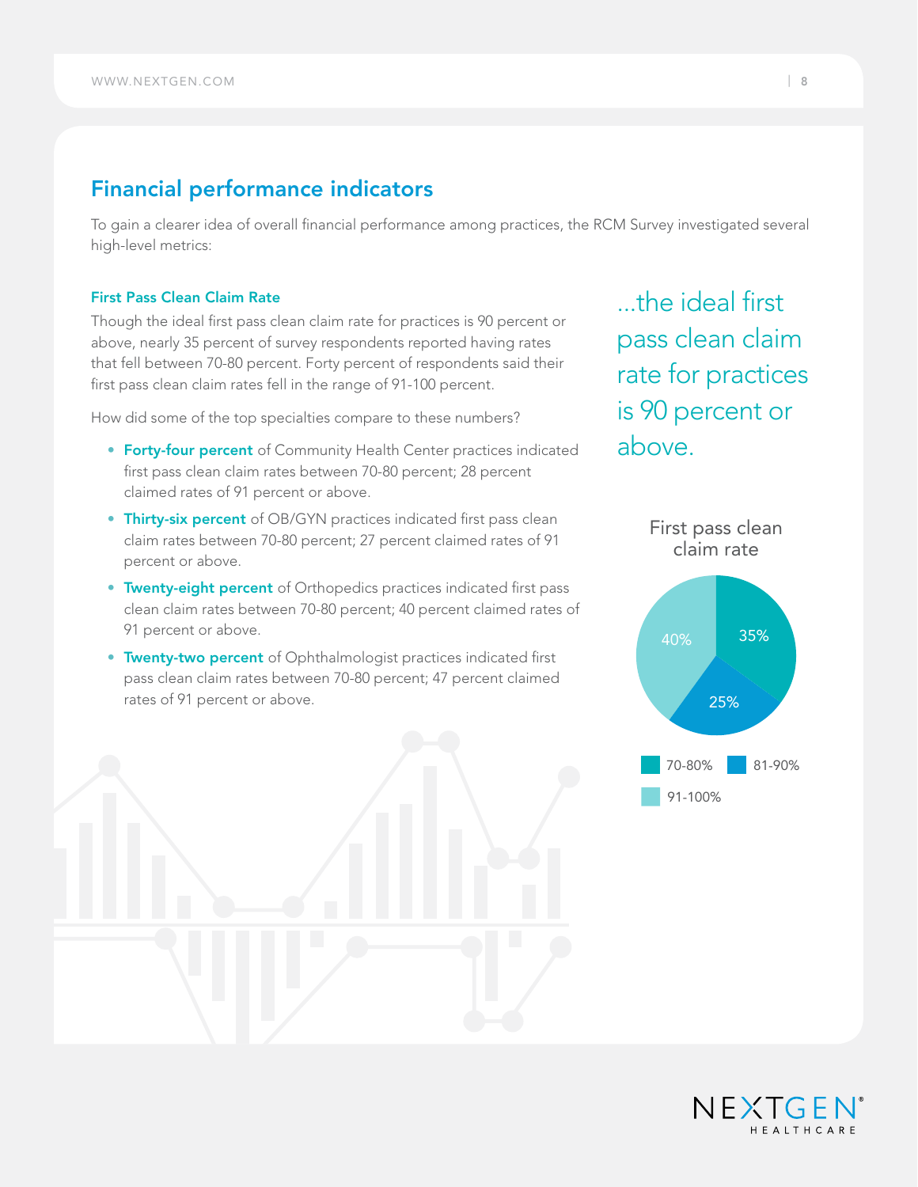## Financial performance indicators

To gain a clearer idea of overall financial performance among practices, the RCM Survey investigated several high-level metrics:

### First Pass Clean Claim Rate

Though the ideal first pass clean claim rate for practices is 90 percent or above, nearly 35 percent of survey respondents reported having rates that fell between 70-80 percent. Forty percent of respondents said their first pass clean claim rates fell in the range of 91-100 percent.

How did some of the top specialties compare to these numbers?

- **Forty-four percent** of Community Health Center practices indicated first pass clean claim rates between 70-80 percent; 28 percent claimed rates of 91 percent or above.
- **Thirty-six percent** of OB/GYN practices indicated first pass clean claim rates between 70-80 percent; 27 percent claimed rates of 91 percent or above.
- **Twenty-eight percent** of Orthopedics practices indicated first pass clean claim rates between 70-80 percent; 40 percent claimed rates of 91 percent or above.
- **Twenty-two percent** of Ophthalmologist practices indicated first pass clean claim rates between 70-80 percent; 47 percent claimed rates of 91 percent or above.

...the ideal first pass clean claim rate for practices is 90 percent or above.

First pass clean claim rate

| Range | Percent |
|---|---|
| 70-80% | 35% |
| 81-90% | 25% |
| 91-100% | 40% |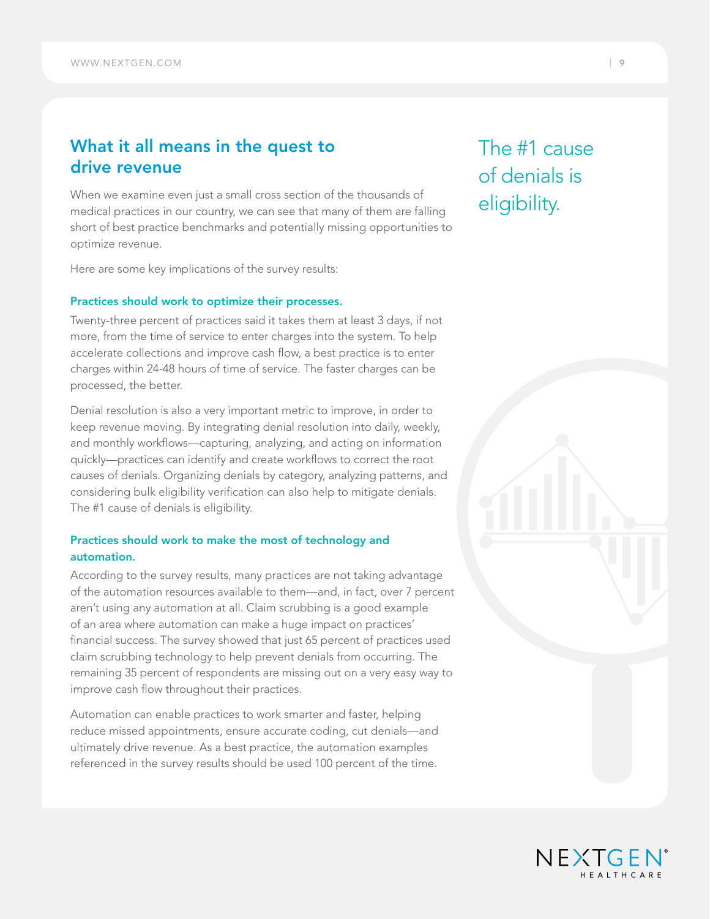## What it all means in the quest to drive revenue

When we examine even just a small cross section of the thousands of medical practices in our country, we can see that many of them are falling short of best practice benchmarks and potentially missing opportunities to optimize revenue.

Here are some key implications of the survey results:

### Practices should work to optimize their processes.

Twenty-three percent of practices said it takes them at least 3 days, if not more, from the time of service to enter charges into the system. To help accelerate collections and improve cash flow, a best practice is to enter charges within 24-48 hours of time of service. The faster charges can be processed, the better.

Denial resolution is also a very important metric to improve, in order to keep revenue moving. By integrating denial resolution into daily, weekly, and monthly workflows—capturing, analyzing, and acting on information quickly—practices can identify and create workflows to correct the root causes of denials. Organizing denials by category, analyzing patterns, and considering bulk eligibility verification can also help to mitigate denials. The #1 cause of denials is eligibility.

### Practices should work to make the most of technology and automation.

According to the survey results, many practices are not taking advantage of the automation resources available to them—and, in fact, over 7 percent aren't using any automation at all. Claim scrubbing is a good example of an area where automation can make a huge impact on practices' financial success. The survey showed that just 65 percent of practices used claim scrubbing technology to help prevent denials from occurring. The remaining 35 percent of respondents are missing out on a very easy way to improve cash flow throughout their practices.

Automation can enable practices to work smarter and faster, helping reduce missed appointments, ensure accurate coding, cut denials—and ultimately drive revenue. As a best practice, the automation examples referenced in the survey results should be used 100 percent of the time.

The #1 cause of denials is eligibility.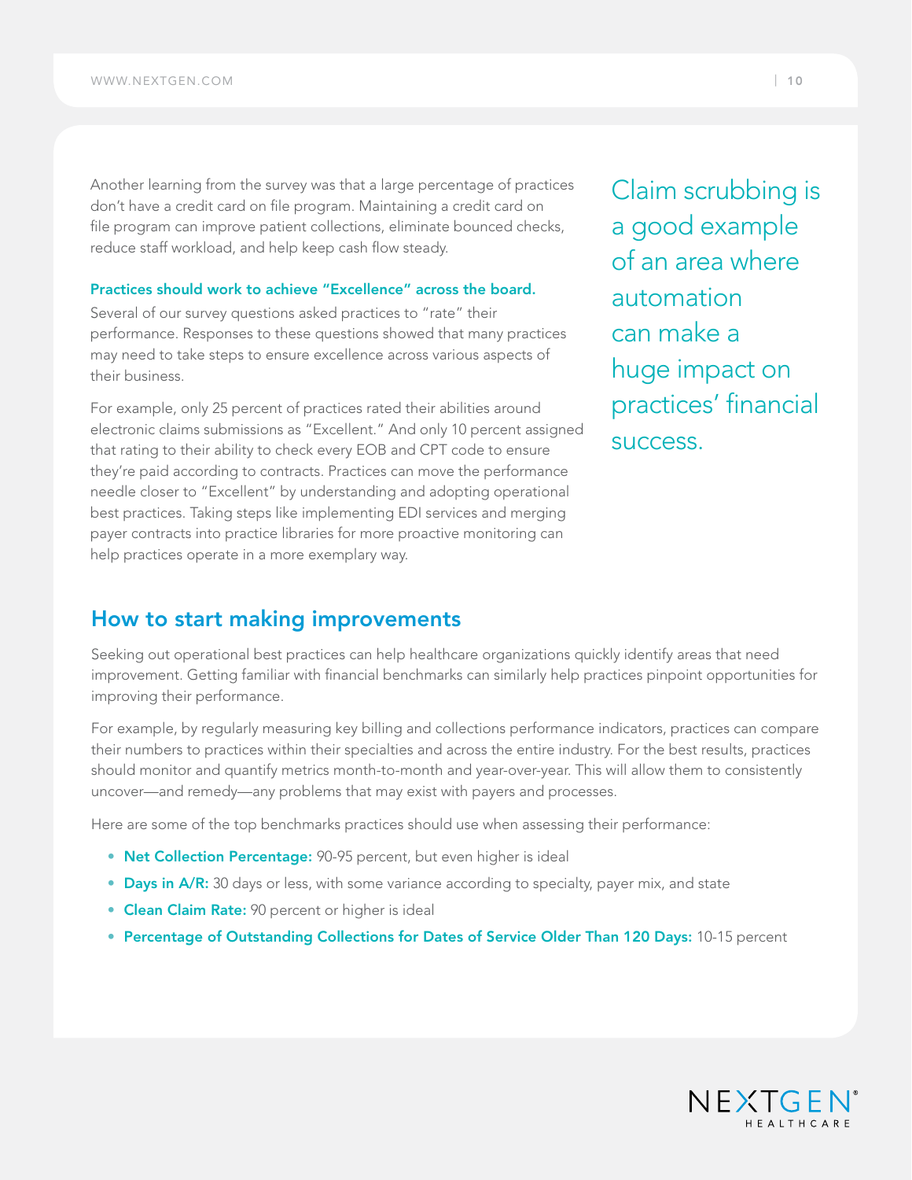Another learning from the survey was that a large percentage of practices don't have a credit card on file program. Maintaining a credit card on file program can improve patient collections, eliminate bounced checks, reduce staff workload, and help keep cash flow steady.

**Practices should work to achieve "Excellence" across the board.** Several of our survey questions asked practices to "rate" their performance. Responses to these questions showed that many practices may need to take steps to ensure excellence across various aspects of their business.

For example, only 25 percent of practices rated their abilities around electronic claims submissions as "Excellent." And only 10 percent assigned that rating to their ability to check every EOB and CPT code to ensure they're paid according to contracts. Practices can move the performance needle closer to "Excellent" by understanding and adopting operational best practices. Taking steps like implementing EDI services and merging payer contracts into practice libraries for more proactive monitoring can help practices operate in a more exemplary way.

> Claim scrubbing is a good example of an area where automation can make a huge impact on practices' financial success.

## How to start making improvements

Seeking out operational best practices can help healthcare organizations quickly identify areas that need improvement. Getting familiar with financial benchmarks can similarly help practices pinpoint opportunities for improving their performance.

For example, by regularly measuring key billing and collections performance indicators, practices can compare their numbers to practices within their specialties and across the entire industry. For the best results, practices should monitor and quantify metrics month-to-month and year-over-year. This will allow them to consistently uncover—and remedy—any problems that may exist with payers and processes.

Here are some of the top benchmarks practices should use when assessing their performance:

- **Net Collection Percentage:** 90-95 percent, but even higher is ideal
- **Days in A/R:** 30 days or less, with some variance according to specialty, payer mix, and state
- **Clean Claim Rate:** 90 percent or higher is ideal
- **Percentage of Outstanding Collections for Dates of Service Older Than 120 Days:** 10-15 percent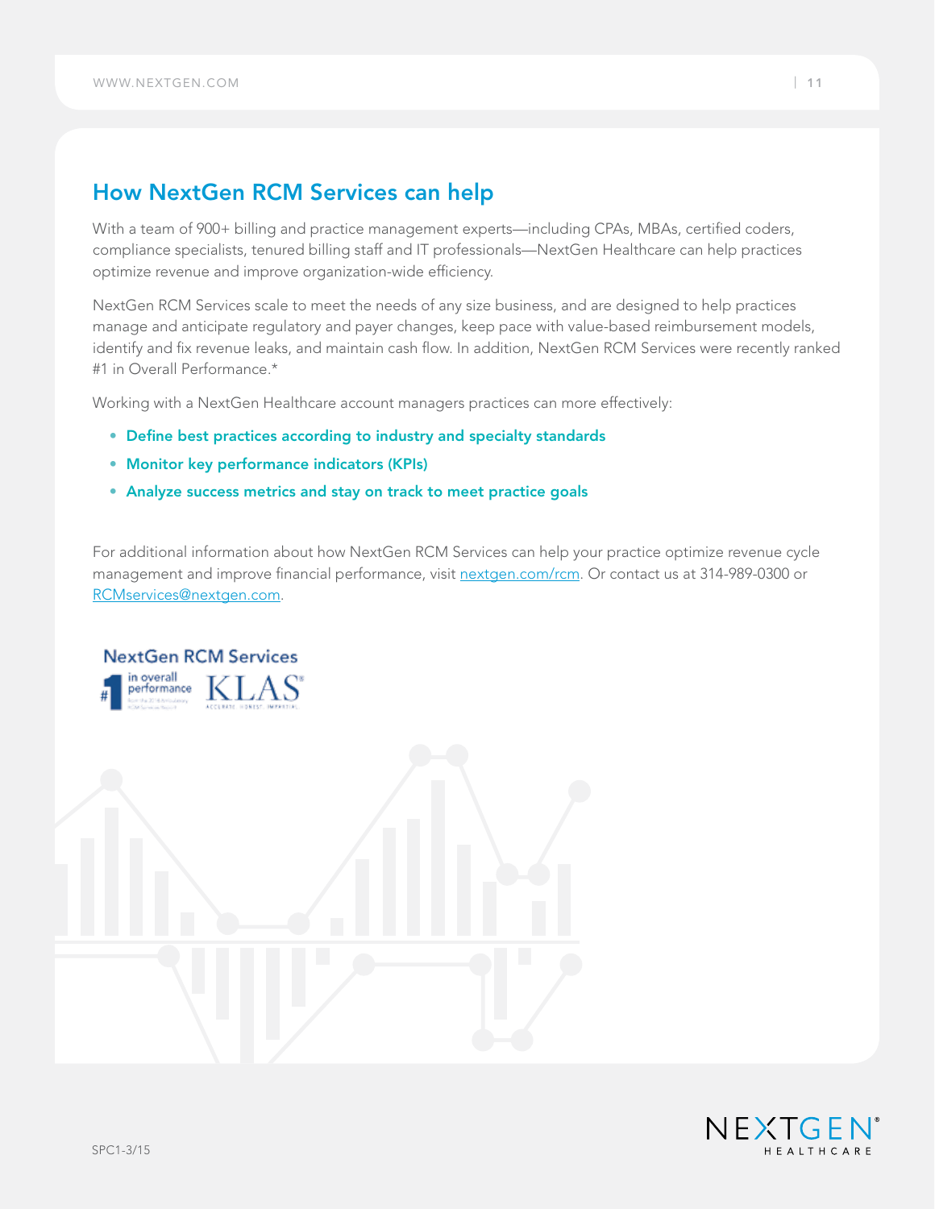## How NextGen RCM Services can help

With a team of 900+ billing and practice management experts—including CPAs, MBAs, certified coders, compliance specialists, tenured billing staff and IT professionals—NextGen Healthcare can help practices optimize revenue and improve organization-wide efficiency.

NextGen RCM Services scale to meet the needs of any size business, and are designed to help practices manage and anticipate regulatory and payer changes, keep pace with value-based reimbursement models, identify and fix revenue leaks, and maintain cash flow. In addition, NextGen RCM Services were recently ranked #1 in Overall Performance.*

Working with a NextGen Healthcare account managers practices can more effectively:

- **Define best practices according to industry and specialty standards**
- **Monitor key performance indicators (KPIs)**
- **Analyze success metrics and stay on track to meet practice goals**

For additional information about how NextGen RCM Services can help your practice optimize revenue cycle management and improve financial performance, visit [nextgen.com/rcm](nextgen.com/rcm). Or contact us at 314-989-0300 or [RCMservices@nextgen.com](mailto:RCMservices@nextgen.com).

NextGen RCM Services

#1 in overall performance

KLAS

SPC1-3/15